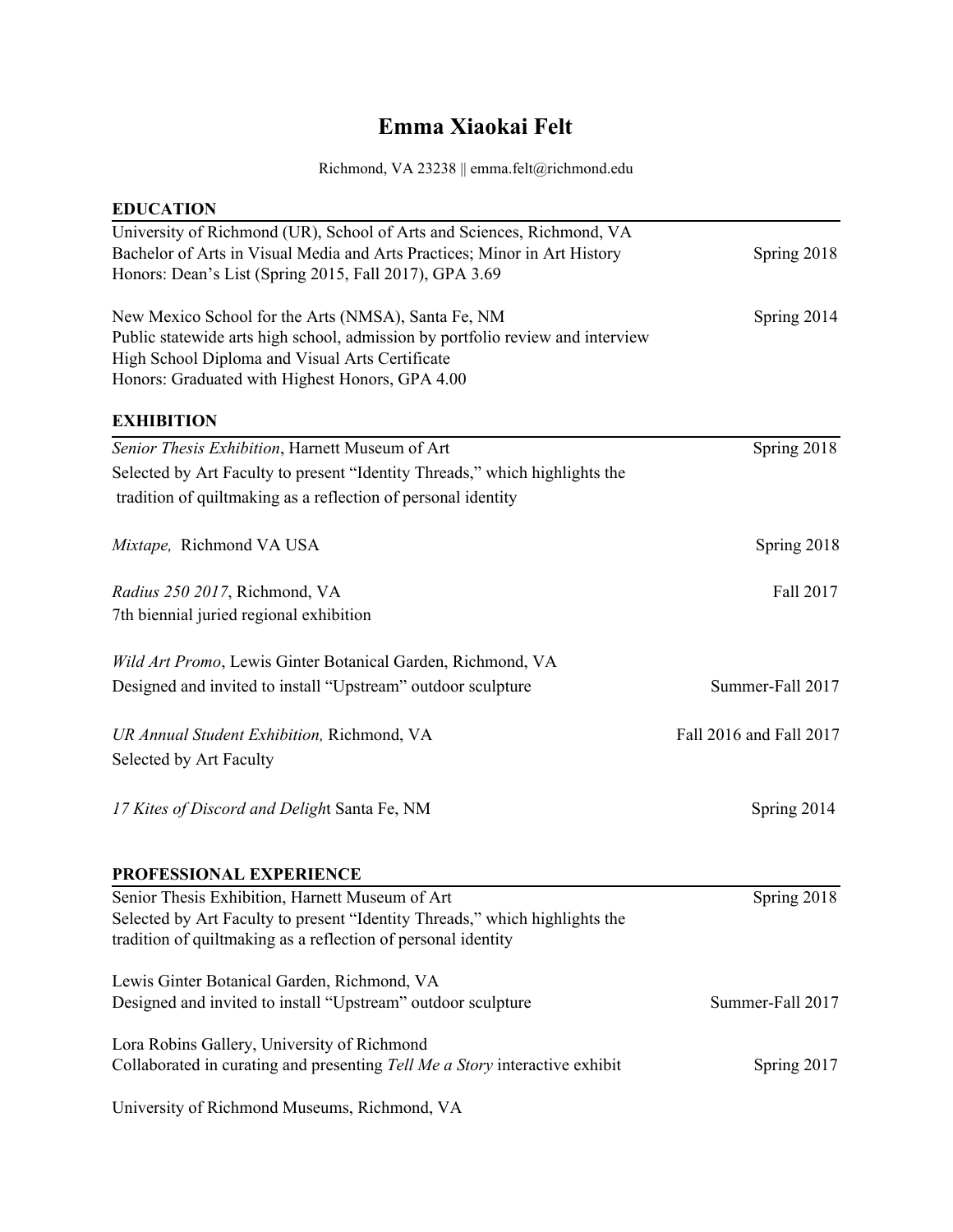# Emma Xiaokai Felt

Richmond, VA 23238 || emma.felt@richmond.edu

## EDUCATION

University of Richmond (UR), School of Arts and Sciences, Richmond, VA
Bachelor of Arts in Visual Media and Arts Practices; Minor in Art History — Spring 2018
Honors: Dean's List (Spring 2015, Fall 2017), GPA 3.69

New Mexico School for the Arts (NMSA), Santa Fe, NM — Spring 2014
Public statewide arts high school, admission by portfolio review and interview
High School Diploma and Visual Arts Certificate
Honors: Graduated with Highest Honors, GPA 4.00

## EXHIBITION

*Senior Thesis Exhibition*, Harnett Museum of Art — Spring 2018
Selected by Art Faculty to present "Identity Threads," which highlights the tradition of quiltmaking as a reflection of personal identity

*Mixtape,* Richmond VA USA — Spring 2018

*Radius 250 2017*, Richmond, VA — Fall 2017
7th biennial juried regional exhibition

*Wild Art Promo*, Lewis Ginter Botanical Garden, Richmond, VA
Designed and invited to install "Upstream" outdoor sculpture — Summer-Fall 2017

*UR Annual Student Exhibition,* Richmond, VA — Fall 2016 and Fall 2017
Selected by Art Faculty

*17 Kites of Discord and Delight* Santa Fe, NM — Spring 2014

## PROFESSIONAL EXPERIENCE

Senior Thesis Exhibition, Harnett Museum of Art — Spring 2018
Selected by Art Faculty to present "Identity Threads," which highlights the tradition of quiltmaking as a reflection of personal identity

Lewis Ginter Botanical Garden, Richmond, VA
Designed and invited to install "Upstream" outdoor sculpture — Summer-Fall 2017

Lora Robins Gallery, University of Richmond
Collaborated in curating and presenting *Tell Me a Story* interactive exhibit — Spring 2017

University of Richmond Museums, Richmond, VA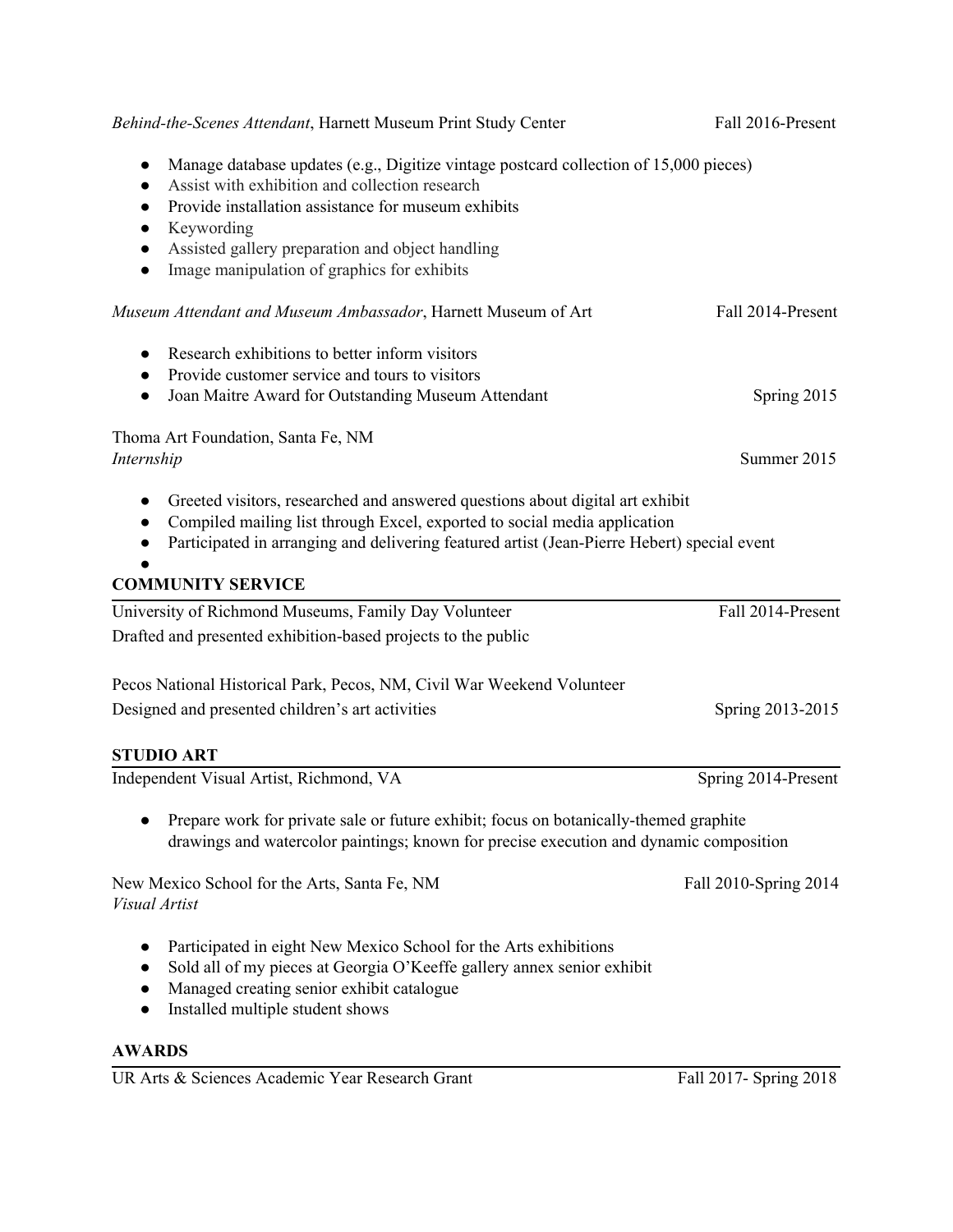*Behind-the-Scenes Attendant*, Harnett Museum Print Study Center Fall 2016-Present

- Manage database updates (e.g., Digitize vintage postcard collection of 15,000 pieces)
- Assist with exhibition and collection research
- Provide installation assistance for museum exhibits
- Keywording
- Assisted gallery preparation and object handling
- Image manipulation of graphics for exhibits

*Museum Attendant and Museum Ambassador*, Harnett Museum of Art Fall 2014-Present

- Research exhibitions to better inform visitors
- Provide customer service and tours to visitors
- Joan Maitre Award for Outstanding Museum Attendant Spring 2015

Thoma Art Foundation, Santa Fe, NM
*Internship* Summer 2015

- Greeted visitors, researched and answered questions about digital art exhibit
- Compiled mailing list through Excel, exported to social media application
- Participated in arranging and delivering featured artist (Jean-Pierre Hebert) special event

## COMMUNITY SERVICE

University of Richmond Museums, Family Day Volunteer Fall 2014-Present
Drafted and presented exhibition-based projects to the public

Pecos National Historical Park, Pecos, NM, Civil War Weekend Volunteer
Designed and presented children's art activities Spring 2013-2015

## STUDIO ART

Independent Visual Artist, Richmond, VA Spring 2014-Present

- Prepare work for private sale or future exhibit; focus on botanically-themed graphite drawings and watercolor paintings; known for precise execution and dynamic composition

New Mexico School for the Arts, Santa Fe, NM Fall 2010-Spring 2014
*Visual Artist*

- Participated in eight New Mexico School for the Arts exhibitions
- Sold all of my pieces at Georgia O'Keeffe gallery annex senior exhibit
- Managed creating senior exhibit catalogue
- Installed multiple student shows

## AWARDS

UR Arts & Sciences Academic Year Research Grant Fall 2017- Spring 2018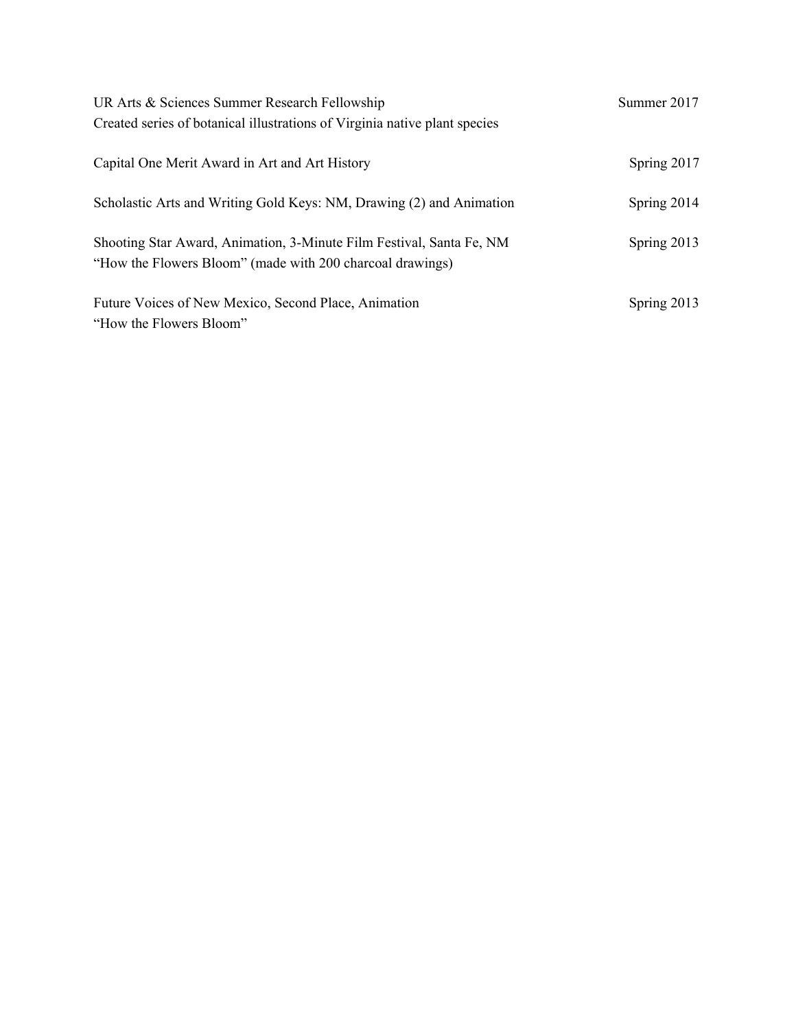UR Arts & Sciences Summer Research Fellowship — Summer 2017
Created series of botanical illustrations of Virginia native plant species

Capital One Merit Award in Art and Art History — Spring 2017

Scholastic Arts and Writing Gold Keys: NM, Drawing (2) and Animation — Spring 2014

Shooting Star Award, Animation, 3-Minute Film Festival, Santa Fe, NM — Spring 2013
"How the Flowers Bloom" (made with 200 charcoal drawings)

Future Voices of New Mexico, Second Place, Animation — Spring 2013
"How the Flowers Bloom"